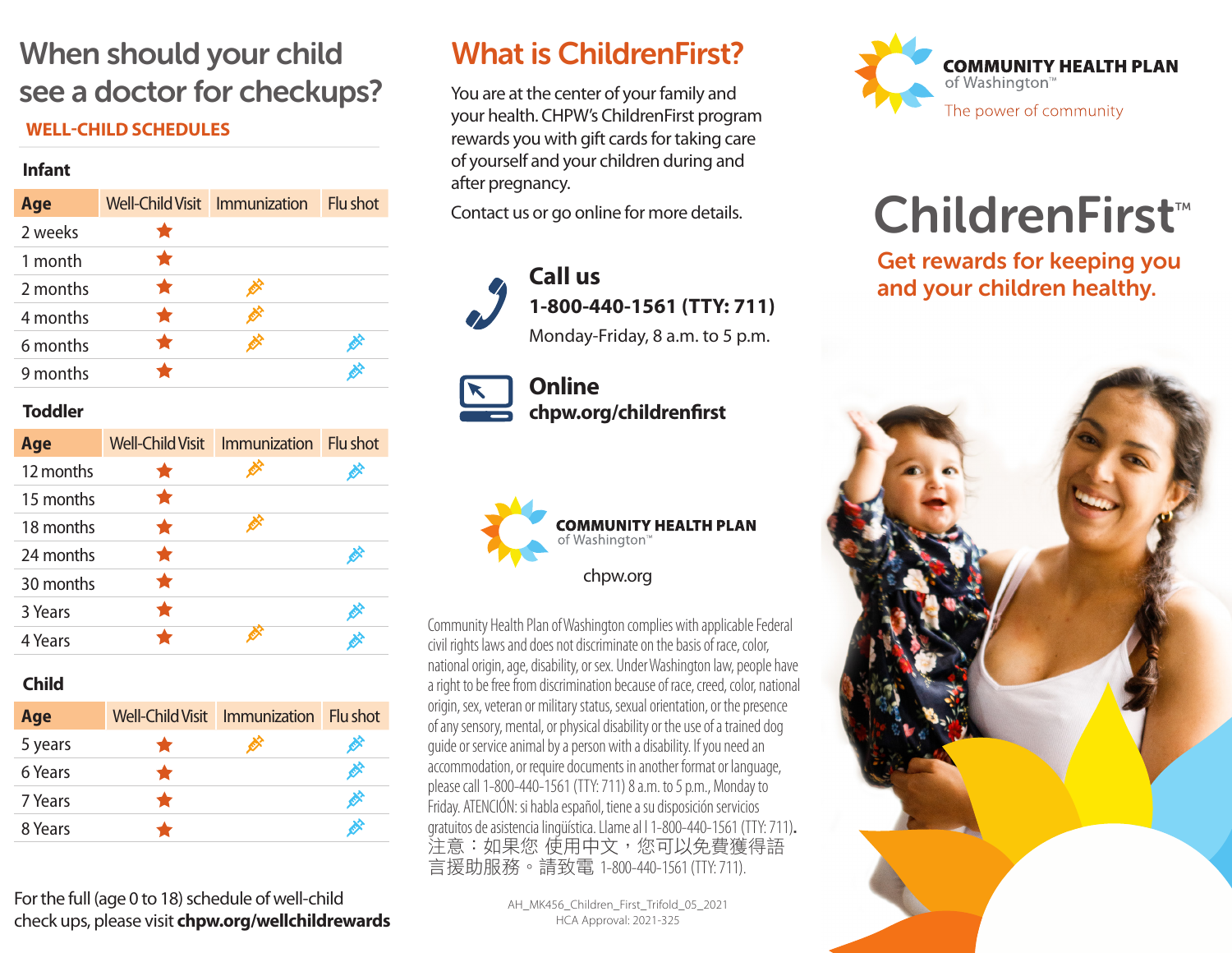# When should your child see a doctor for checkups?

## WELL-CHILD SCHEDULES

### Infant

| Age | Well-Child Visit | Immunization | Flu shot |
|---|---|---|---|
| 2 weeks | ★ | | |
| 1 month | ★ | | |
| 2 months | ★ | 💉 | |
| 4 months | ★ | 💉 | |
| 6 months | ★ | 💉 | 💉 |
| 9 months | ★ | | 💉 |

### Toddler

| Age | Well-Child Visit | Immunization | Flu shot |
|---|---|---|---|
| 12 months | ★ | 💉 | 💉 |
| 15 months | ★ | | |
| 18 months | ★ | 💉 | |
| 24 months | ★ | | 💉 |
| 30 months | ★ | | |
| 3 Years | ★ | | 💉 |
| 4 Years | ★ | 💉 | 💉 |

### Child

| Age | Well-Child Visit | Immunization | Flu shot |
|---|---|---|---|
| 5 years | ★ | 💉 | 💉 |
| 6 Years | ★ | | 💉 |
| 7 Years | ★ | | 💉 |
| 8 Years | ★ | | 💉 |

For the full (age 0 to 18) schedule of well-child check ups, please visit **chpw.org/wellchildrewards**

# What is ChildrenFirst?

You are at the center of your family and your health. CHPW's ChildrenFirst program rewards you with gift cards for taking care of yourself and your children during and after pregnancy.

Contact us or go online for more details.

**Call us**
**1-800-440-1561 (TTY: 711)**
Monday-Friday, 8 a.m. to 5 p.m.

**Online**
**chpw.org/childrenfirst**

**COMMUNITY HEALTH PLAN** of Washington™

chpw.org

Community Health Plan of Washington complies with applicable Federal civil rights laws and does not discriminate on the basis of race, color, national origin, age, disability, or sex. Under Washington law, people have a right to be free from discrimination because of race, creed, color, national origin, sex, veteran or military status, sexual orientation, or the presence of any sensory, mental, or physical disability or the use of a trained dog guide or service animal by a person with a disability. If you need an accommodation, or require documents in another format or language, please call 1-800-440-1561 (TTY: 711) 8 a.m. to 5 p.m., Monday to Friday. ATENCIÓN: si habla español, tiene a su disposición servicios gratuitos de asistencia lingüística. Llame al l 1-800-440-1561 (TTY: 711). 注意：如果您 使用中文，您可以免費獲得語言援助服務。請致電 1-800-440-1561 (TTY: 711).

AH_MK456_Children_First_Trifold_05_2021
HCA Approval: 2021-325

**COMMUNITY HEALTH PLAN** of Washington™
The power of community

# ChildrenFirst™

## Get rewards for keeping you and your children healthy.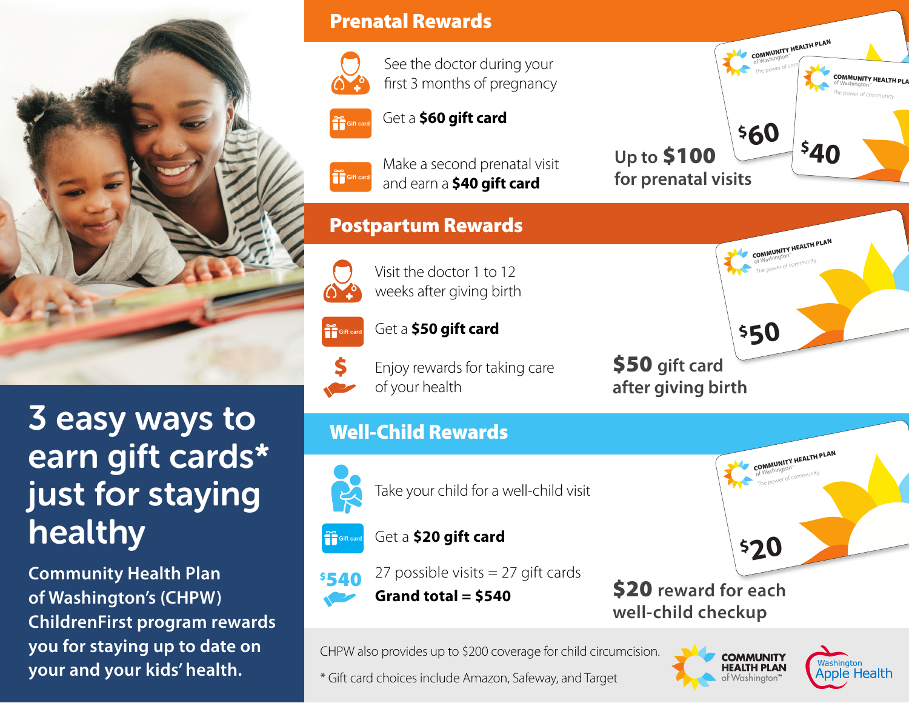# 3 easy ways to earn gift cards* just for staying healthy

**Community Health Plan of Washington's (CHPW) ChildrenFirst program rewards you for staying up to date on your and your kids' health.**

## Prenatal Rewards

See the doctor during your first 3 months of pregnancy

Get a **$60 gift card**

Make a second prenatal visit and earn a **$40 gift card**

Up to **$100** for prenatal visits

## Postpartum Rewards

Visit the doctor 1 to 12 weeks after giving birth

Get a **$50 gift card**

Enjoy rewards for taking care of your health

**$50** gift card after giving birth

## Well-Child Rewards

Take your child for a well-child visit

Get a **$20 gift card**

$540

27 possible visits = 27 gift cards

**Grand total = $540**

**$20** reward for each well-child checkup

CHPW also provides up to $200 coverage for child circumcision.

* Gift card choices include Amazon, Safeway, and Target

COMMUNITY HEALTH PLAN of Washington™

Washington Apple Health